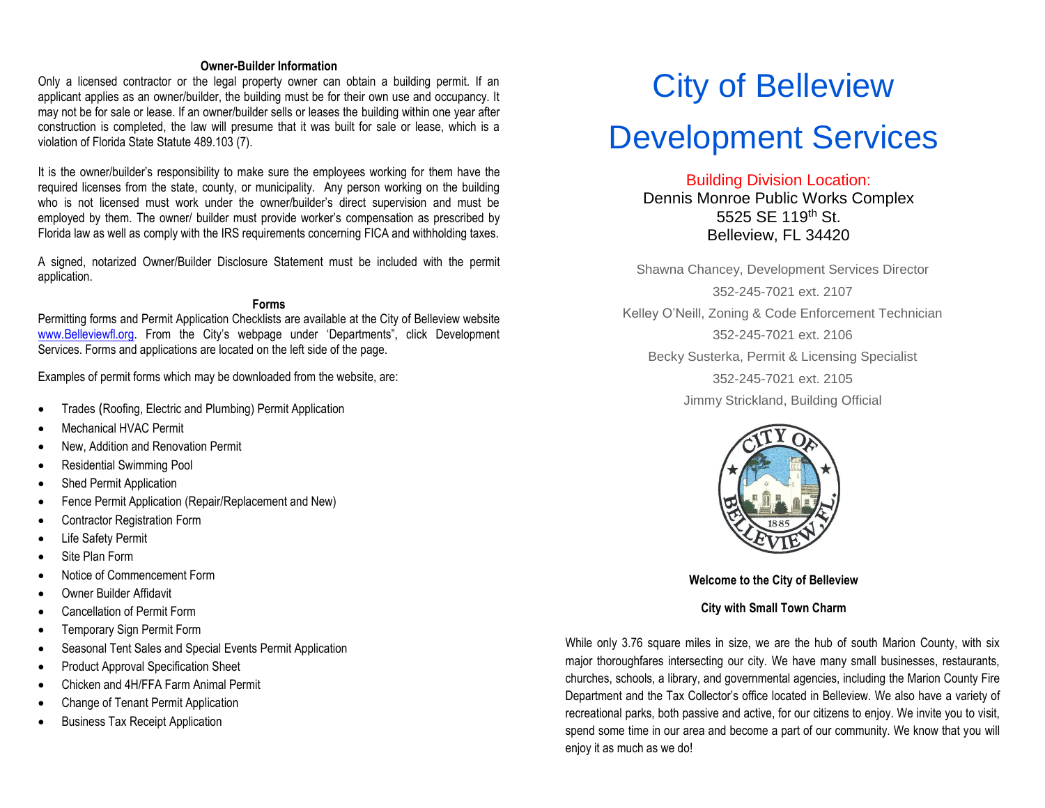### Owner-Builder Information

Only a licensed contractor or the legal property owner can obtain a building permit. If an applicant applies as an owner/builder, the building must be for their own use and occupancy. It may not be for sale or lease. If an owner/builder sells or leases the building within one year after construction is completed, the law will presume that it was built for sale or lease, which is a violation of Florida State Statute 489.103 (7).

It is the owner/builder's responsibility to make sure the employees working for them have the required licenses from the state, county, or municipality. Any person working on the building who is not licensed must work under the owner/builder's direct supervision and must be employed by them. The owner/ builder must provide worker's compensation as prescribed by Florida law as well as comply with the IRS requirements concerning FICA and withholding taxes.

A signed, notarized Owner/Builder Disclosure Statement must be included with the permit application.

### Forms

Permitting forms and Permit Application Checklists are available at the City of Belleview website www.Belleviewfl.org. From the City's webpage under 'Departments", click Development Services. Forms and applications are located on the left side of the page.

Examples of permit forms which may be downloaded from the website, are:

- Trades (Roofing, Electric and Plumbing) Permit Application
- Mechanical HVAC Permit
- New, Addition and Renovation Permit
- Residential Swimming Pool
- Shed Permit Application
- Fence Permit Application (Repair/Replacement and New)
- Contractor Registration Form
- Life Safety Permit
- Site Plan Form
- Notice of Commencement Form
- Owner Builder Affidavit
- Cancellation of Permit Form
- Temporary Sign Permit Form
- Seasonal Tent Sales and Special Events Permit Application
- Product Approval Specification Sheet
- Chicken and 4H/FFA Farm Animal Permit
- Change of Tenant Permit Application
- Business Tax Receipt Application

# City of Belleview Development Services

Building Division Location:
Dennis Monroe Public Works Complex
5525 SE 119th St.
Belleview, FL 34420

Shawna Chancey, Development Services Director
352-245-7021 ext. 2107

Kelley O'Neill, Zoning & Code Enforcement Technician
352-245-7021 ext. 2106

Becky Susterka, Permit & Licensing Specialist
352-245-7021 ext. 2105

Jimmy Strickland, Building Official

**Welcome to the City of Belleview**

**City with Small Town Charm**

While only 3.76 square miles in size, we are the hub of south Marion County, with six major thoroughfares intersecting our city. We have many small businesses, restaurants, churches, schools, a library, and governmental agencies, including the Marion County Fire Department and the Tax Collector's office located in Belleview. We also have a variety of recreational parks, both passive and active, for our citizens to enjoy. We invite you to visit, spend some time in our area and become a part of our community. We know that you will enjoy it as much as we do!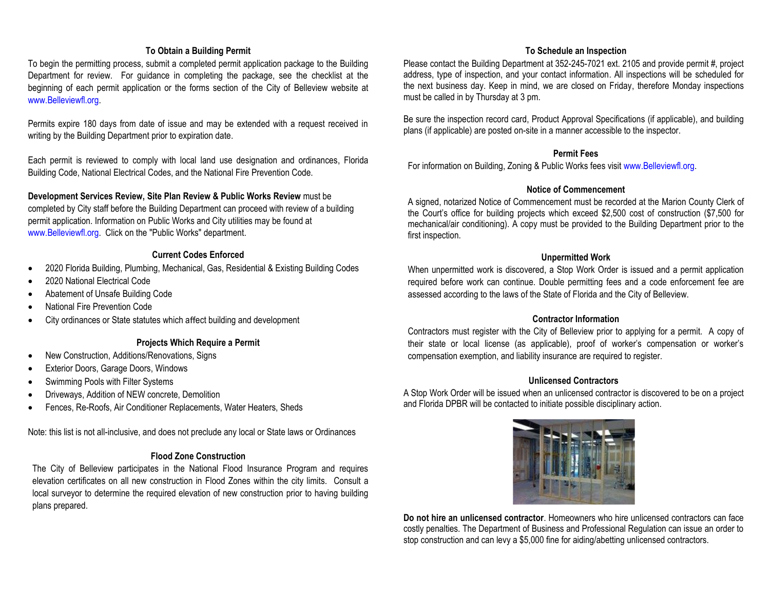### To Obtain a Building Permit

To begin the permitting process, submit a completed permit application package to the Building Department for review. For guidance in completing the package, see the checklist at the beginning of each permit application or the forms section of the City of Belleview website at www.Belleviewfl.org.

Permits expire 180 days from date of issue and may be extended with a request received in writing by the Building Department prior to expiration date.

Each permit is reviewed to comply with local land use designation and ordinances, Florida Building Code, National Electrical Codes, and the National Fire Prevention Code.

**Development Services Review, Site Plan Review & Public Works Review** must be completed by City staff before the Building Department can proceed with review of a building permit application. Information on Public Works and City utilities may be found at www.Belleviewfl.org. Click on the "Public Works" department.

### Current Codes Enforced

- 2020 Florida Building, Plumbing, Mechanical, Gas, Residential & Existing Building Codes
- 2020 National Electrical Code
- Abatement of Unsafe Building Code
- National Fire Prevention Code
- City ordinances or State statutes which affect building and development

### Projects Which Require a Permit

- New Construction, Additions/Renovations, Signs
- Exterior Doors, Garage Doors, Windows
- Swimming Pools with Filter Systems
- Driveways, Addition of NEW concrete, Demolition
- Fences, Re-Roofs, Air Conditioner Replacements, Water Heaters, Sheds

Note: this list is not all-inclusive, and does not preclude any local or State laws or Ordinances

### Flood Zone Construction

The City of Belleview participates in the National Flood Insurance Program and requires elevation certificates on all new construction in Flood Zones within the city limits. Consult a local surveyor to determine the required elevation of new construction prior to having building plans prepared.

### To Schedule an Inspection

Please contact the Building Department at 352-245-7021 ext. 2105 and provide permit #, project address, type of inspection, and your contact information. All inspections will be scheduled for the next business day. Keep in mind, we are closed on Friday, therefore Monday inspections must be called in by Thursday at 3 pm.

Be sure the inspection record card, Product Approval Specifications (if applicable), and building plans (if applicable) are posted on-site in a manner accessible to the inspector.

### Permit Fees

For information on Building, Zoning & Public Works fees visit www.Belleviewfl.org.

### Notice of Commencement

A signed, notarized Notice of Commencement must be recorded at the Marion County Clerk of the Court's office for building projects which exceed $2,500 cost of construction ($7,500 for mechanical/air conditioning). A copy must be provided to the Building Department prior to the first inspection.

### Unpermitted Work

When unpermitted work is discovered, a Stop Work Order is issued and a permit application required before work can continue. Double permitting fees and a code enforcement fee are assessed according to the laws of the State of Florida and the City of Belleview.

### Contractor Information

Contractors must register with the City of Belleview prior to applying for a permit. A copy of their state or local license (as applicable), proof of worker's compensation or worker's compensation exemption, and liability insurance are required to register.

### Unlicensed Contractors

A Stop Work Order will be issued when an unlicensed contractor is discovered to be on a project and Florida DPBR will be contacted to initiate possible disciplinary action.

**Do not hire an unlicensed contractor**. Homeowners who hire unlicensed contractors can face costly penalties. The Department of Business and Professional Regulation can issue an order to stop construction and can levy a $5,000 fine for aiding/abetting unlicensed contractors.